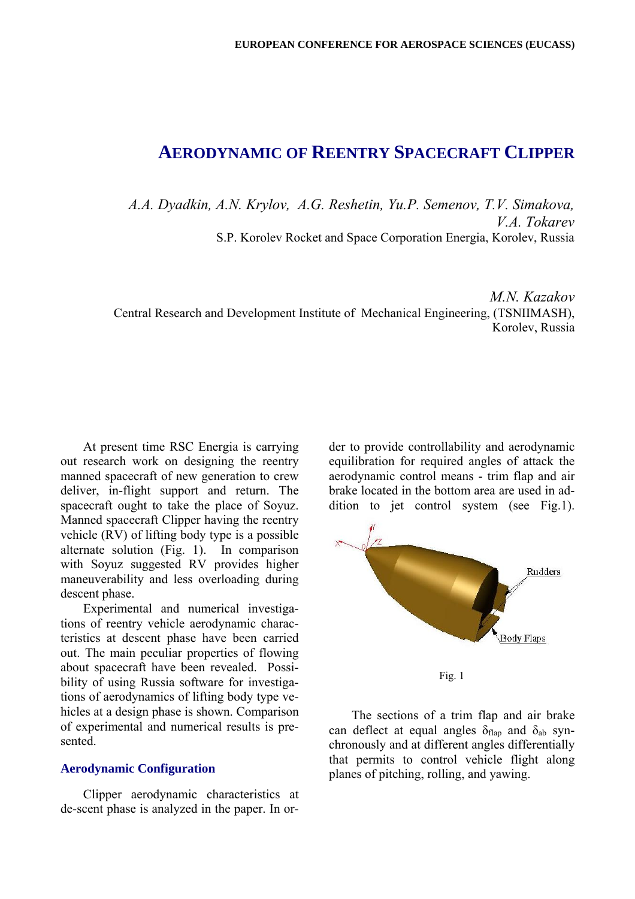# AERODYNAMIC OF REENTRY SPACECRAFT CLIPPER

*A.A. Dyadkin, A.N. Krylov, A.G. Reshetin, Yu.P. Semenov, T.V. Simakova, V.A. Tokarev*
S.P. Korolev Rocket and Space Corporation Energia, Korolev, Russia

*M.N. Kazakov*
Central Research and Development Institute of Mechanical Engineering, (TSNIIMASH), Korolev, Russia

At present time RSC Energia is carrying out research work on designing the reentry manned spacecraft of new generation to crew deliver, in-flight support and return. The spacecraft ought to take the place of Soyuz. Manned spacecraft Clipper having the reentry vehicle (RV) of lifting body type is a possible alternate solution (Fig. 1). In comparison with Soyuz suggested RV provides higher maneuverability and less overloading during descent phase.

Experimental and numerical investigations of reentry vehicle aerodynamic characteristics at descent phase have been carried out. The main peculiar properties of flowing about spacecraft have been revealed. Possibility of using Russia software for investigations of aerodynamics of lifting body type vehicles at a design phase is shown. Comparison of experimental and numerical results is presented.

## Aerodynamic Configuration

Clipper aerodynamic characteristics at de-scent phase is analyzed in the paper. In order to provide controllability and aerodynamic equilibration for required angles of attack the aerodynamic control means - trim flap and air brake located in the bottom area are used in addition to jet control system (see Fig.1).

Fig. 1

The sections of a trim flap and air brake can deflect at equal angles $\delta_{flap}$ and $\delta_{ab}$ synchronously and at different angles differentially that permits to control vehicle flight along planes of pitching, rolling, and yawing.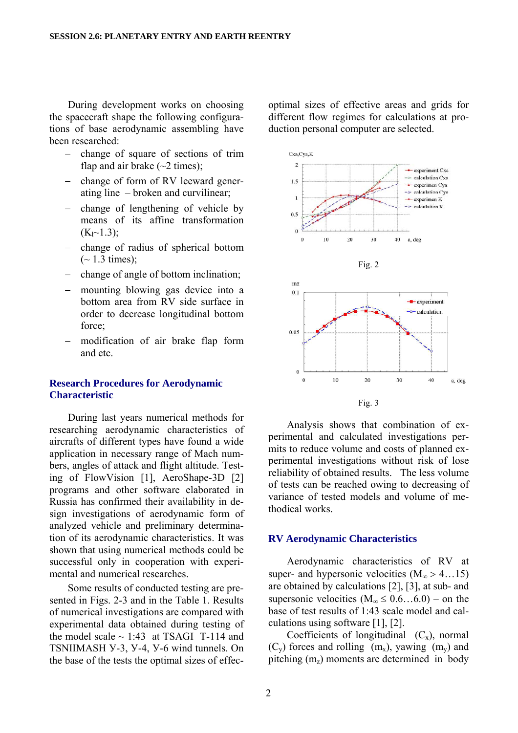During development works on choosing the spacecraft shape the following configurations of base aerodynamic assembling have been researched:

- change of square of sections of trim flap and air brake (~2 times);
- change of form of RV leeward generating line – broken and curvilinear;
- change of lengthening of vehicle by means of its affine transformation ($K_l$~1.3);
- change of radius of spherical bottom (~ 1.3 times);
- change of angle of bottom inclination;
- mounting blowing gas device into a bottom area from RV side surface in order to decrease longitudinal bottom force;
- modification of air brake flap form and etc.

## Research Procedures for Aerodynamic Characteristic

During last years numerical methods for researching aerodynamic characteristics of aircrafts of different types have found a wide application in necessary range of Mach numbers, angles of attack and flight altitude. Testing of FlowVision [1], AeroShape-3D [2] programs and other software elaborated in Russia has confirmed their availability in design investigations of aerodynamic form of analyzed vehicle and preliminary determination of its aerodynamic characteristics. It was shown that using numerical methods could be successful only in cooperation with experimental and numerical researches.

Some results of conducted testing are presented in Figs. 2-3 and in the Table 1. Results of numerical investigations are compared with experimental data obtained during testing of the model scale ~ 1:43 at TSAGI T-114 and TSNIIMASH У-3, У-4, У-6 wind tunnels. On the base of the tests the optimal sizes of effective areas and grids for different flow regimes for calculations at production personal computer are selected.

Fig. 2

Fig. 3

Analysis shows that combination of experimental and calculated investigations permits to reduce volume and costs of planned experimental investigations without risk of lose reliability of obtained results. The less volume of tests can be reached owing to decreasing of variance of tested models and volume of methodical works.

## RV Aerodynamic Characteristics

Aerodynamic characteristics of RV at super- and hypersonic velocities ($M_\infty > 4…15$) are obtained by calculations [2], [3], at sub- and supersonic velocities ($M_\infty \leq 0.6…6.0$) – on the base of test results of 1:43 scale model and calculations using software [1], [2].

Coefficients of longitudinal ($C_x$), normal ($C_y$) forces and rolling ($m_x$), yawing ($m_y$) and pitching ($m_z$) moments are determined in body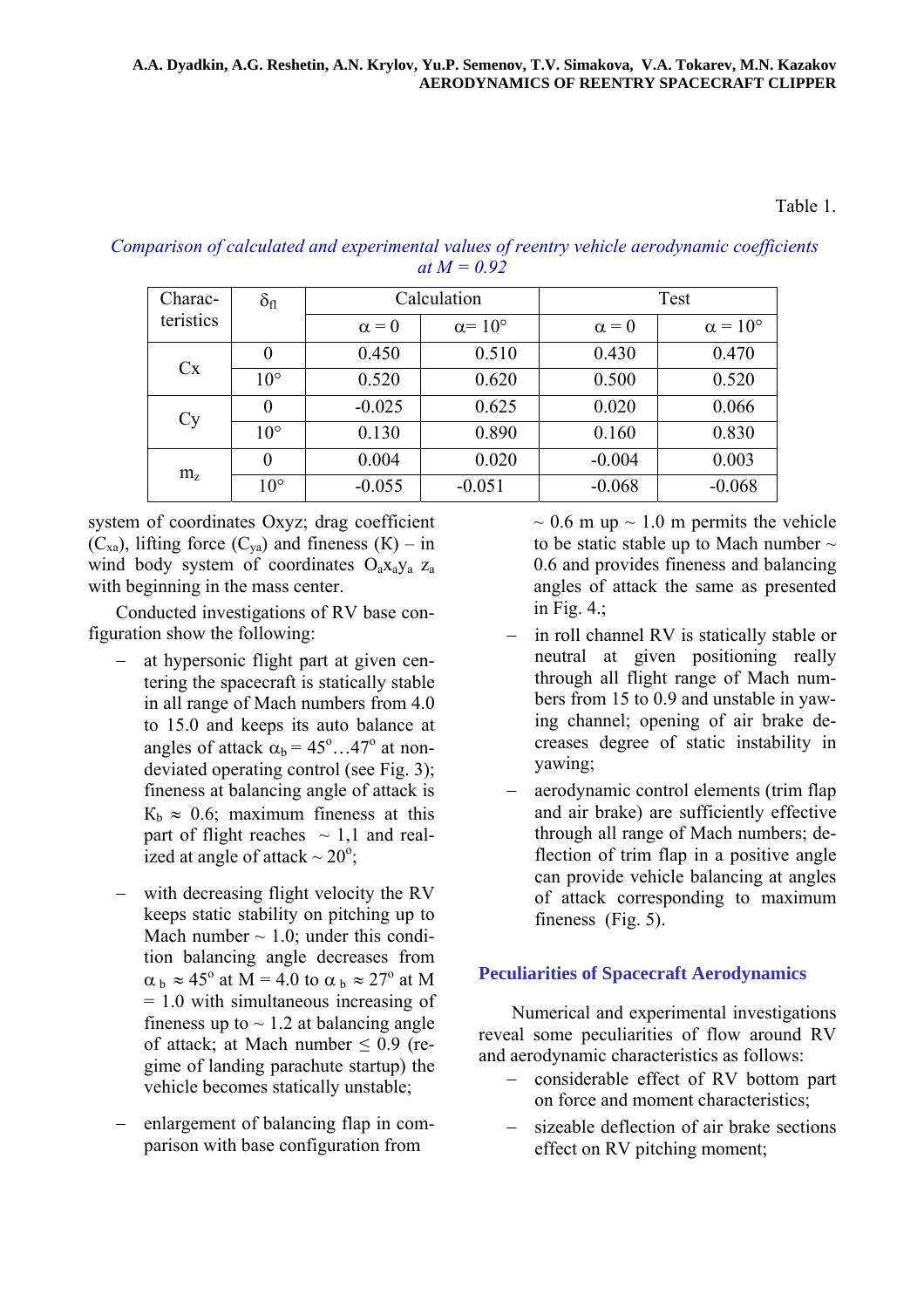Table 1.

*Comparison of calculated and experimental values of reentry vehicle aerodynamic coefficients at M = 0.92*

| Charac-teristics | $\delta_{fl}$ | Calculation | | Test | |
|---|---|---|---|---|---|
| | | $\alpha = 0$ | $\alpha = 10°$ | $\alpha = 0$ | $\alpha = 10°$ |
| Cx | 0 | 0.450 | 0.510 | 0.430 | 0.470 |
| | 10° | 0.520 | 0.620 | 0.500 | 0.520 |
| Cy | 0 | -0.025 | 0.625 | 0.020 | 0.066 |
| | 10° | 0.130 | 0.890 | 0.160 | 0.830 |
| $m_z$ | 0 | 0.004 | 0.020 | -0.004 | 0.003 |
| | 10° | -0.055 | -0.051 | -0.068 | -0.068 |

system of coordinates Oxyz; drag coefficient ($C_{xa}$), lifting force ($C_{ya}$) and fineness (K) – in wind body system of coordinates $O_a x_a y_a z_a$ with beginning in the mass center.

Conducted investigations of RV base configuration show the following:

- at hypersonic flight part at given centering the spacecraft is statically stable in all range of Mach numbers from 4.0 to 15.0 and keeps its auto balance at angles of attack $\alpha_b = 45^o \ldots 47^o$ at non-deviated operating control (see Fig. 3); fineness at balancing angle of attack is $K_b \approx 0.6$; maximum fineness at this part of flight reaches ~ 1,1 and realized at angle of attack ~ 20°;
- with decreasing flight velocity the RV keeps static stability on pitching up to Mach number ~ 1.0; under this condition balancing angle decreases from $\alpha_b \approx 45^o$ at M = 4.0 to $\alpha_b \approx 27^o$ at M = 1.0 with simultaneous increasing of fineness up to ~ 1.2 at balancing angle of attack; at Mach number ≤ 0.9 (regime of landing parachute startup) the vehicle becomes statically unstable;
- enlargement of balancing flap in comparison with base configuration from ~ 0.6 m up ~ 1.0 m permits the vehicle to be static stable up to Mach number ~ 0.6 and provides fineness and balancing angles of attack the same as presented in Fig. 4.;
- in roll channel RV is statically stable or neutral at given positioning really through all flight range of Mach numbers from 15 to 0.9 and unstable in yawing channel; opening of air brake decreases degree of static instability in yawing;
- aerodynamic control elements (trim flap and air brake) are sufficiently effective through all range of Mach numbers; deflection of trim flap in a positive angle can provide vehicle balancing at angles of attack corresponding to maximum fineness (Fig. 5).

## Peculiarities of Spacecraft Aerodynamics

Numerical and experimental investigations reveal some peculiarities of flow around RV and aerodynamic characteristics as follows:

- considerable effect of RV bottom part on force and moment characteristics;
- sizeable deflection of air brake sections effect on RV pitching moment;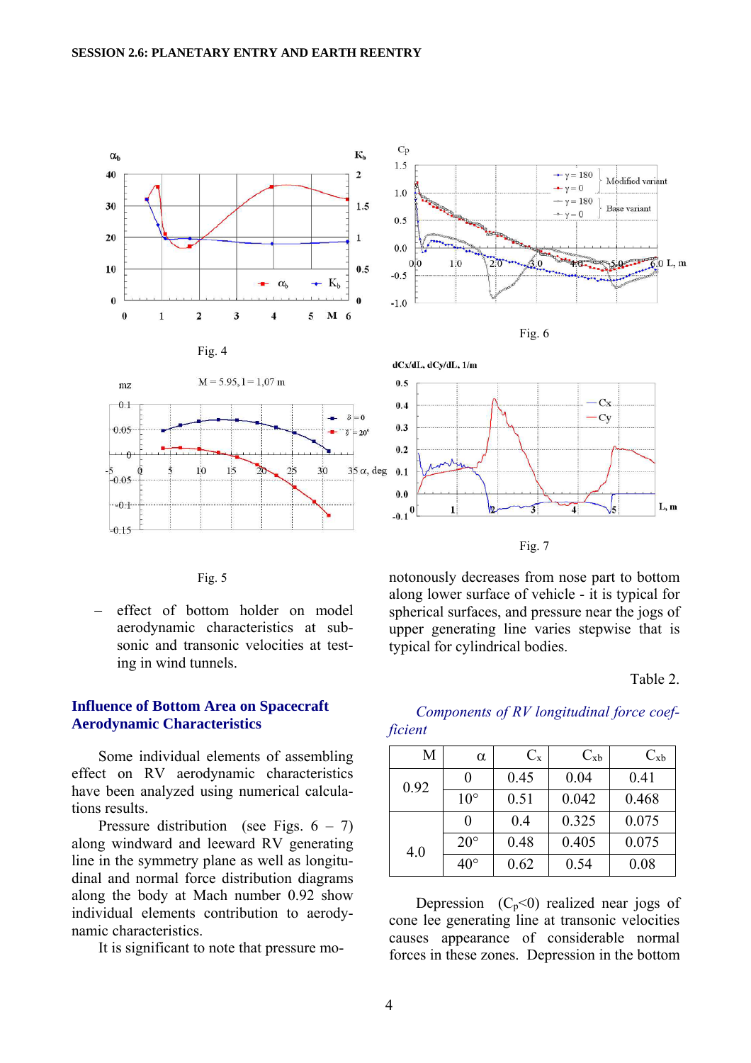Fig. 4

Fig. 5

– effect of bottom holder on model aerodynamic characteristics at sub-sonic and transonic velocities at testing in wind tunnels.

## Influence of Bottom Area on Spacecraft Aerodynamic Characteristics

Some individual elements of assembling effect on RV aerodynamic characteristics have been analyzed using numerical calculations results.

Pressure distribution (see Figs. 6 – 7) along windward and leeward RV generating line in the symmetry plane as well as longitudinal and normal force distribution diagrams along the body at Mach number 0.92 show individual elements contribution to aerodynamic characteristics.

It is significant to note that pressure monotonously decreases from nose part to bottom along lower surface of vehicle - it is typical for spherical surfaces, and pressure near the jogs of upper generating line varies stepwise that is typical for cylindrical bodies.

Fig. 6

Fig. 7

Table 2.

*Components of RV longitudinal force coefficient*

| M | α | $C_x$ | $C_{xb}$ | $C_{xb}$ |
|---|---|---|---|---|
| 0.92 | 0 | 0.45 | 0.04 | 0.41 |
| | 10° | 0.51 | 0.042 | 0.468 |
| 4.0 | 0 | 0.4 | 0.325 | 0.075 |
| | 20° | 0.48 | 0.405 | 0.075 |
| | 40° | 0.62 | 0.54 | 0.08 |

Depression ($C_p$<0) realized near jogs of cone lee generating line at transonic velocities causes appearance of considerable normal forces in these zones. Depression in the bottom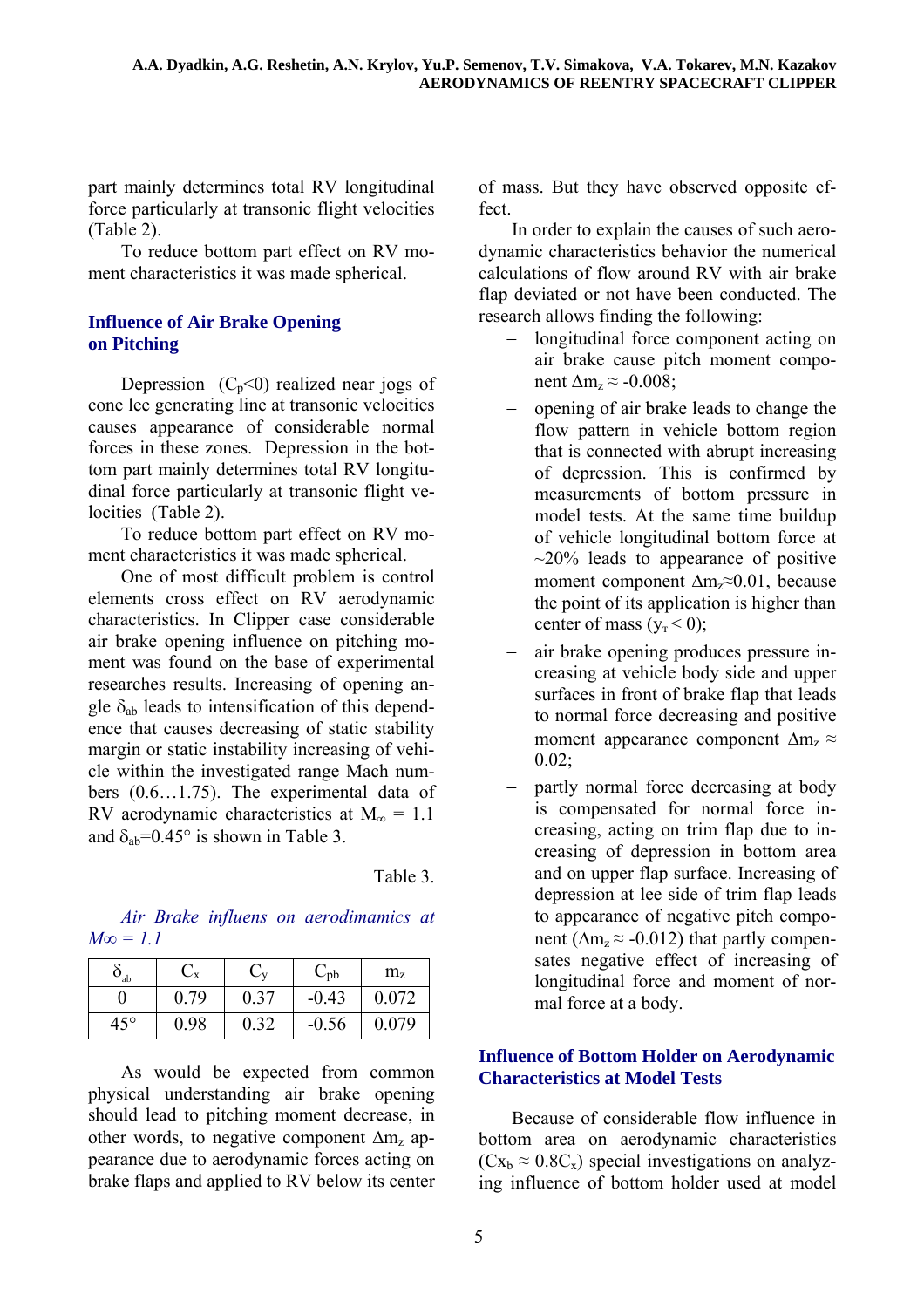part mainly determines total RV longitudinal force particularly at transonic flight velocities (Table 2).

To reduce bottom part effect on RV moment characteristics it was made spherical.

## Influence of Air Brake Opening on Pitching

Depression ($C_p$<0) realized near jogs of cone lee generating line at transonic velocities causes appearance of considerable normal forces in these zones. Depression in the bottom part mainly determines total RV longitudinal force particularly at transonic flight velocities (Table 2).

To reduce bottom part effect on RV moment characteristics it was made spherical.

One of most difficult problem is control elements cross effect on RV aerodynamic characteristics. In Clipper case considerable air brake opening influence on pitching moment was found on the base of experimental researches results. Increasing of opening angle $\delta_{ab}$ leads to intensification of this dependence that causes decreasing of static stability margin or static instability increasing of vehicle within the investigated range Mach numbers (0.6…1.75). The experimental data of RV aerodynamic characteristics at $M_\infty$ = 1.1 and $\delta_{ab}$=0.45° is shown in Table 3.

Table 3.

*Air Brake influens on aerodimamics at M∞ = 1.1*

| $\delta_{ab}$ | $C_x$ | $C_y$ | $C_{pb}$ | $m_z$ |
|---|---|---|---|---|
| 0 | 0.79 | 0.37 | -0.43 | 0.072 |
| 45° | 0.98 | 0.32 | -0.56 | 0.079 |

As would be expected from common physical understanding air brake opening should lead to pitching moment decrease, in other words, to negative component $\Delta m_z$ appearance due to aerodynamic forces acting on brake flaps and applied to RV below its center of mass. But they have observed opposite effect.

In order to explain the causes of such aerodynamic characteristics behavior the numerical calculations of flow around RV with air brake flap deviated or not have been conducted. The research allows finding the following:

- longitudinal force component acting on air brake cause pitch moment component $\Delta m_z \approx$ -0.008;
- opening of air brake leads to change the flow pattern in vehicle bottom region that is connected with abrupt increasing of depression. This is confirmed by measurements of bottom pressure in model tests. At the same time buildup of vehicle longitudinal bottom force at ~20% leads to appearance of positive moment component $\Delta m_z$≈0.01, because the point of its application is higher than center of mass ($y_т$ < 0);
- air brake opening produces pressure increasing at vehicle body side and upper surfaces in front of brake flap that leads to normal force decreasing and positive moment appearance component $\Delta m_z \approx$ 0.02;
- partly normal force decreasing at body is compensated for normal force increasing, acting on trim flap due to increasing of depression in bottom area and on upper flap surface. Increasing of depression at lee side of trim flap leads to appearance of negative pitch component ($\Delta m_z \approx$ -0.012) that partly compensates negative effect of increasing of longitudinal force and moment of normal force at a body.

## Influence of Bottom Holder on Aerodynamic Characteristics at Model Tests

Because of considerable flow influence in bottom area on aerodynamic characteristics ($Cx_b \approx 0.8C_x$) special investigations on analyzing influence of bottom holder used at model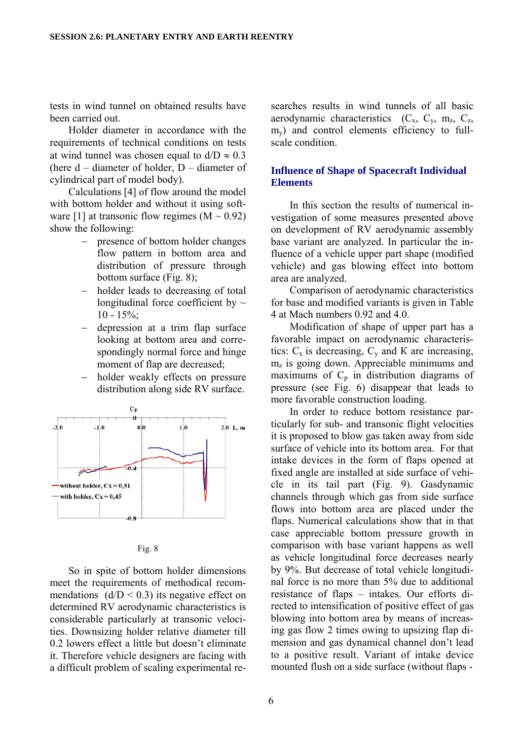tests in wind tunnel on obtained results have been carried out.

Holder diameter in accordance with the requirements of technical conditions on tests at wind tunnel was chosen equal to $d/D \approx 0.3$ (here d – diameter of holder, D – diameter of cylindrical part of model body).

Calculations [4] of flow around the model with bottom holder and without it using software [1] at transonic flow regimes ($M \sim 0.92$) show the following:

- presence of bottom holder changes flow pattern in bottom area and distribution of pressure through bottom surface (Fig. 8);
- holder leads to decreasing of total longitudinal force coefficient by ~ 10 - 15%;
- depression at a trim flap surface looking at bottom area and correspondingly normal force and hinge moment of flap are decreased;
- holder weakly effects on pressure distribution along side RV surface.

Fig. 8

So in spite of bottom holder dimensions meet the requirements of methodical recommendations ($d/D < 0.3$) its negative effect on determined RV aerodynamic characteristics is considerable particularly at transonic velocities. Downsizing holder relative diameter till 0.2 lowers effect a little but doesn't eliminate it. Therefore vehicle designers are facing with a difficult problem of scaling experimental researches results in wind tunnels of all basic aerodynamic characteristics ($C_x$, $C_y$, $m_z$, $C_z$, $m_y$) and control elements efficiency to full-scale condition.

## Influence of Shape of Spacecraft Individual Elements

In this section the results of numerical investigation of some measures presented above on development of RV aerodynamic assembly base variant are analyzed. In particular the influence of a vehicle upper part shape (modified vehicle) and gas blowing effect into bottom area are analyzed.

Comparison of aerodynamic characteristics for base and modified variants is given in Table 4 at Mach numbers 0.92 and 4.0.

Modification of shape of upper part has a favorable impact on aerodynamic characteristics: $C_x$ is decreasing, $C_y$ and K are increasing, $m_z$ is going down. Appreciable minimums and maximums of $C_p$ in distribution diagrams of pressure (see Fig. 6) disappear that leads to more favorable construction loading.

In order to reduce bottom resistance particularly for sub- and transonic flight velocities it is proposed to blow gas taken away from side surface of vehicle into its bottom area. For that intake devices in the form of flaps opened at fixed angle are installed at side surface of vehicle in its tail part (Fig. 9). Gasdynamic channels through which gas from side surface flows into bottom area are placed under the flaps. Numerical calculations show that in that case appreciable bottom pressure growth in comparison with base variant happens as well as vehicle longitudinal force decreases nearly by 9%. But decrease of total vehicle longitudinal force is no more than 5% due to additional resistance of flaps – intakes. Our efforts directed to intensification of positive effect of gas blowing into bottom area by means of increasing gas flow 2 times owing to upsizing flap dimension and gas dynamical channel don't lead to a positive result. Variant of intake device mounted flush on a side surface (without flaps -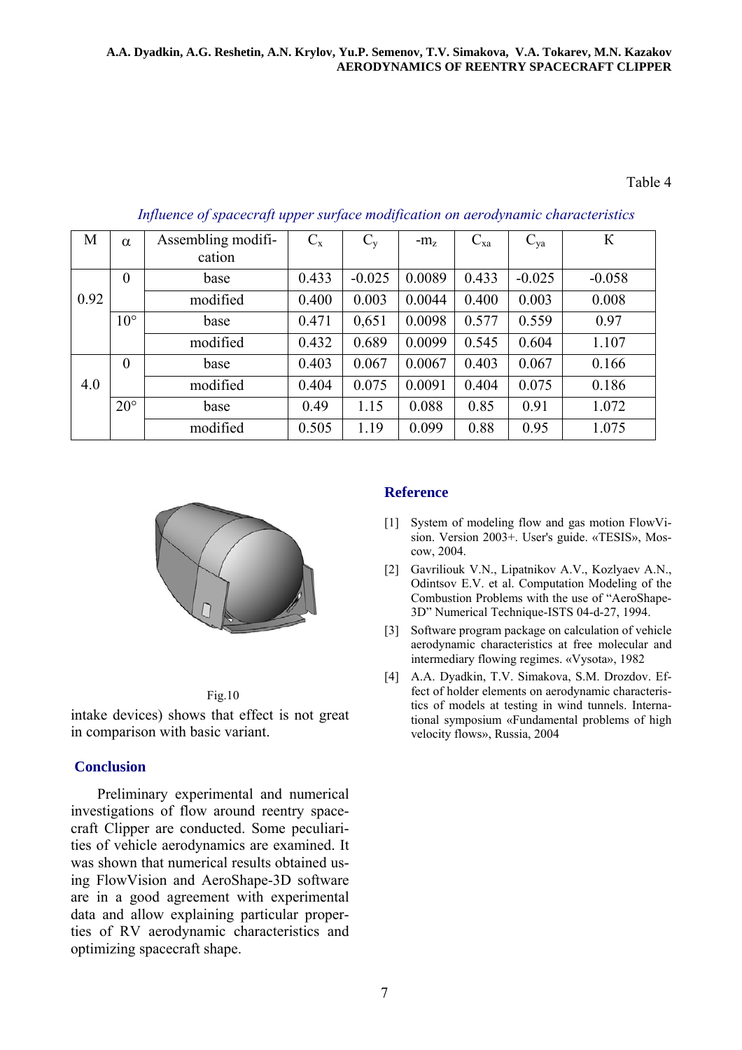Table 4

*Influence of spacecraft upper surface modification on aerodynamic characteristics*

| M | α | Assembling modification | $C_x$ | $C_y$ | $-m_z$ | $C_{xa}$ | $C_{ya}$ | K |
|---|---|---|---|---|---|---|---|---|
| 0.92 | 0 | base | 0.433 | -0.025 | 0.0089 | 0.433 | -0.025 | -0.058 |
| | | modified | 0.400 | 0.003 | 0.0044 | 0.400 | 0.003 | 0.008 |
| | 10° | base | 0.471 | 0,651 | 0.0098 | 0.577 | 0.559 | 0.97 |
| | | modified | 0.432 | 0.689 | 0.0099 | 0.545 | 0.604 | 1.107 |
| 4.0 | 0 | base | 0.403 | 0.067 | 0.0067 | 0.403 | 0.067 | 0.166 |
| | | modified | 0.404 | 0.075 | 0.0091 | 0.404 | 0.075 | 0.186 |
| | 20° | base | 0.49 | 1.15 | 0.088 | 0.85 | 0.91 | 1.072 |
| | | modified | 0.505 | 1.19 | 0.099 | 0.88 | 0.95 | 1.075 |

Fig.10

intake devices) shows that effect is not great in comparison with basic variant.

## Conclusion

Preliminary experimental and numerical investigations of flow around reentry spacecraft Clipper are conducted. Some peculiarities of vehicle aerodynamics are examined. It was shown that numerical results obtained using FlowVision and AeroShape-3D software are in a good agreement with experimental data and allow explaining particular properties of RV aerodynamic characteristics and optimizing spacecraft shape.

## Reference

[1] System of modeling flow and gas motion FlowVision. Version 2003+. User's guide. «TESIS», Moscow, 2004.

[2] Gavriliouk V.N., Lipatnikov A.V., Kozlyaev A.N., Odintsov E.V. et al. Computation Modeling of the Combustion Problems with the use of "AeroShape-3D" Numerical Technique-ISTS 04-d-27, 1994.

[3] Software program package on calculation of vehicle aerodynamic characteristics at free molecular and intermediary flowing regimes. «Vysota», 1982

[4] A.A. Dyadkin, T.V. Simakova, S.M. Drozdov. Effect of holder elements on aerodynamic characteristics of models at testing in wind tunnels. International symposium «Fundamental problems of high velocity flows», Russia, 2004